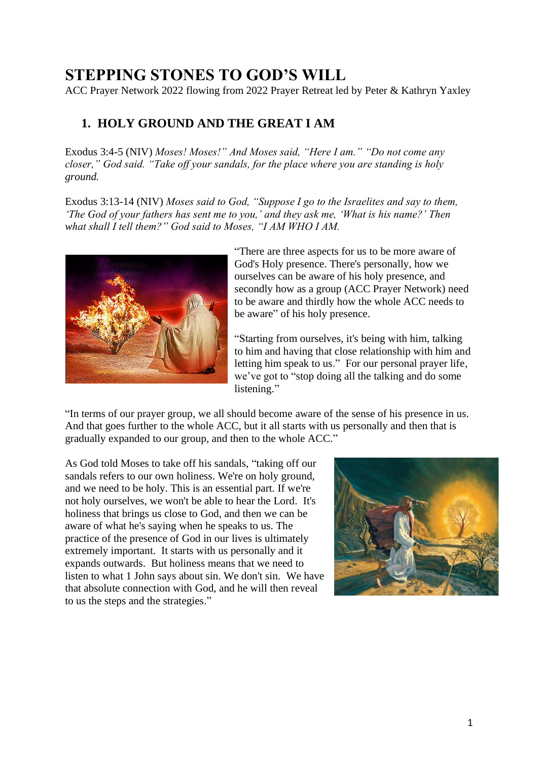# STEPPING STONES TO GOD'S WILL

ACC Prayer Network 2022 flowing from 2022 Prayer Retreat led by Peter & Kathryn Yaxley

## 1. HOLY GROUND AND THE GREAT I AM

Exodus 3:4-5 (NIV) *Moses! Moses!" And Moses said, "Here I am." "Do not come any closer," God said. "Take off your sandals, for the place where you are standing is holy ground.*

Exodus 3:13-14 (NIV) *Moses said to God, "Suppose I go to the Israelites and say to them, 'The God of your fathers has sent me to you,' and they ask me, 'What is his name?' Then what shall I tell them?" God said to Moses, "I AM WHO I AM.*

"There are three aspects for us to be more aware of God's Holy presence. There's personally, how we ourselves can be aware of his holy presence, and secondly how as a group (ACC Prayer Network) need to be aware and thirdly how the whole ACC needs to be aware" of his holy presence.

"Starting from ourselves, it's being with him, talking to him and having that close relationship with him and letting him speak to us." For our personal prayer life, we've got to "stop doing all the talking and do some listening."

"In terms of our prayer group, we all should become aware of the sense of his presence in us. And that goes further to the whole ACC, but it all starts with us personally and then that is gradually expanded to our group, and then to the whole ACC."

As God told Moses to take off his sandals, "taking off our sandals refers to our own holiness. We're on holy ground, and we need to be holy. This is an essential part. If we're not holy ourselves, we won't be able to hear the Lord. It's holiness that brings us close to God, and then we can be aware of what he's saying when he speaks to us. The practice of the presence of God in our lives is ultimately extremely important. It starts with us personally and it expands outwards. But holiness means that we need to listen to what 1 John says about sin. We don't sin. We have that absolute connection with God, and he will then reveal to us the steps and the strategies."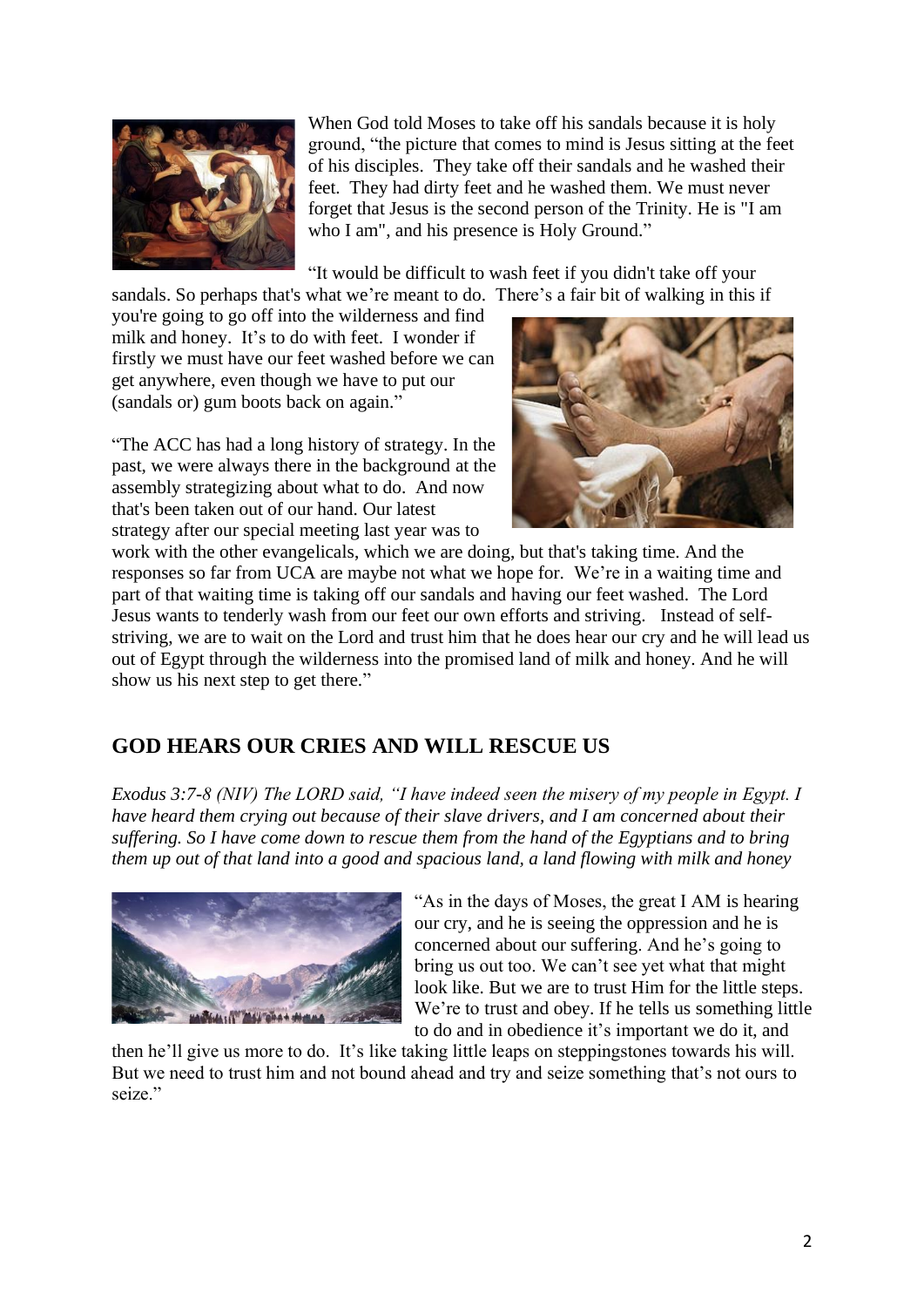When God told Moses to take off his sandals because it is holy ground, "the picture that comes to mind is Jesus sitting at the feet of his disciples. They take off their sandals and he washed their feet. They had dirty feet and he washed them. We must never forget that Jesus is the second person of the Trinity. He is "I am who I am", and his presence is Holy Ground."

"It would be difficult to wash feet if you didn't take off your sandals. So perhaps that's what we're meant to do. There's a fair bit of walking in this if you're going to go off into the wilderness and find milk and honey. It's to do with feet. I wonder if firstly we must have our feet washed before we can get anywhere, even though we have to put our (sandals or) gum boots back on again."

"The ACC has had a long history of strategy. In the past, we were always there in the background at the assembly strategizing about what to do. And now that's been taken out of our hand. Our latest strategy after our special meeting last year was to work with the other evangelicals, which we are doing, but that's taking time. And the responses so far from UCA are maybe not what we hope for. We're in a waiting time and part of that waiting time is taking off our sandals and having our feet washed. The Lord Jesus wants to tenderly wash from our feet our own efforts and striving. Instead of self-striving, we are to wait on the Lord and trust him that he does hear our cry and he will lead us out of Egypt through the wilderness into the promised land of milk and honey. And he will show us his next step to get there."

## GOD HEARS OUR CRIES AND WILL RESCUE US

*Exodus 3:7-8 (NIV) The LORD said, "I have indeed seen the misery of my people in Egypt. I have heard them crying out because of their slave drivers, and I am concerned about their suffering. So I have come down to rescue them from the hand of the Egyptians and to bring them up out of that land into a good and spacious land, a land flowing with milk and honey*

"As in the days of Moses, the great I AM is hearing our cry, and he is seeing the oppression and he is concerned about our suffering. And he's going to bring us out too. We can't see yet what that might look like. But we are to trust Him for the little steps. We're to trust and obey. If he tells us something little to do and in obedience it's important we do it, and then he'll give us more to do. It's like taking little leaps on steppingstones towards his will. But we need to trust him and not bound ahead and try and seize something that's not ours to seize."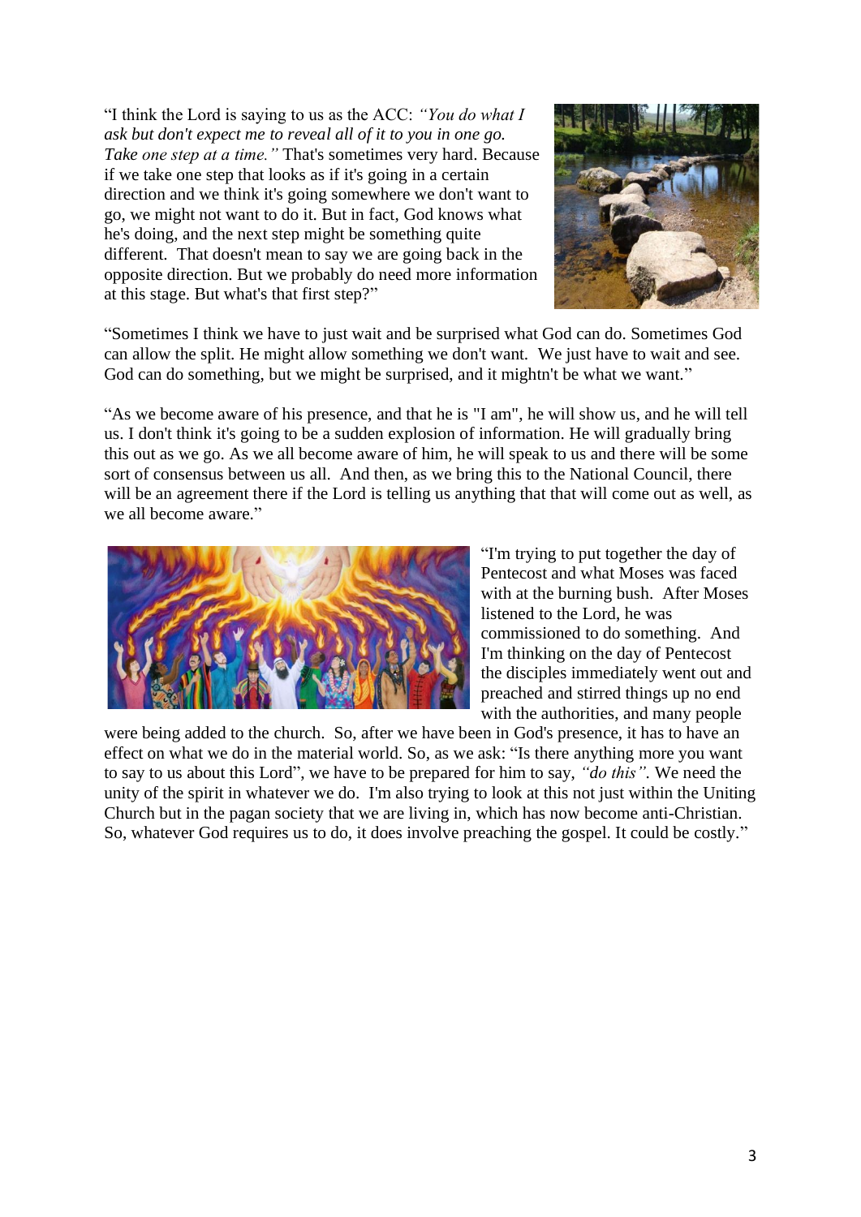"I think the Lord is saying to us as the ACC: *"You do what I ask but don't expect me to reveal all of it to you in one go. Take one step at a time."* That's sometimes very hard. Because if we take one step that looks as if it's going in a certain direction and we think it's going somewhere we don't want to go, we might not want to do it. But in fact, God knows what he's doing, and the next step might be something quite different. That doesn't mean to say we are going back in the opposite direction. But we probably do need more information at this stage. But what's that first step?"

"Sometimes I think we have to just wait and be surprised what God can do. Sometimes God can allow the split. He might allow something we don't want. We just have to wait and see. God can do something, but we might be surprised, and it mightn't be what we want."

"As we become aware of his presence, and that he is "I am", he will show us, and he will tell us. I don't think it's going to be a sudden explosion of information. He will gradually bring this out as we go. As we all become aware of him, he will speak to us and there will be some sort of consensus between us all. And then, as we bring this to the National Council, there will be an agreement there if the Lord is telling us anything that that will come out as well, as we all become aware."

"I'm trying to put together the day of Pentecost and what Moses was faced with at the burning bush. After Moses listened to the Lord, he was commissioned to do something. And I'm thinking on the day of Pentecost the disciples immediately went out and preached and stirred things up no end with the authorities, and many people were being added to the church. So, after we have been in God's presence, it has to have an effect on what we do in the material world. So, as we ask: "Is there anything more you want to say to us about this Lord", we have to be prepared for him to say, *"do this"*. We need the unity of the spirit in whatever we do. I'm also trying to look at this not just within the Uniting Church but in the pagan society that we are living in, which has now become anti-Christian. So, whatever God requires us to do, it does involve preaching the gospel. It could be costly."